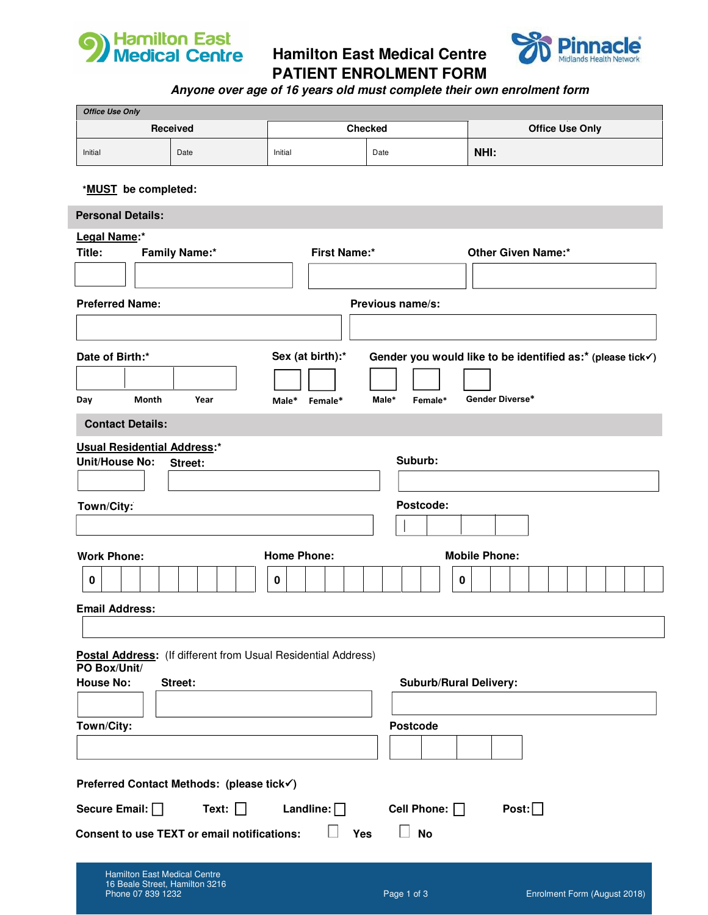# Hamilton East Medical Centre PATIENT ENROLMENT FORM

***Anyone over age of 16 years old must complete their own enrolment form***

| *Office Use Only* | | | | |
|---|---|---|---|---|
| **Received** | | **Checked** | | **Office Use Only** |
| Initial | Date | Initial | Date | **NHI:** |

**\*MUST be completed:**

## Personal Details:

**Legal Name:\***

**Title:** **Family Name:\*** **First Name:\*** **Other Given Name:\***

**Preferred Name:** **Previous name/s:**

**Date of Birth:\*** Day Month Year

**Sex (at birth):\*** ☐ Male\* ☐ Female\*

**Gender you would like to be identified as:\*** (please tick✓) ☐ Male\* ☐ Female\* ☐ Gender Diverse\*

## Contact Details:

**Usual Residential Address:\***

**Unit/House No:** **Street:** **Suburb:**

**Town/City:** **Postcode:**

**Work Phone:** 0 **Home Phone:** 0 **Mobile Phone:** 0

**Email Address:**

**Postal Address:** (If different from Usual Residential Address)

**PO Box/Unit/ House No:** **Street:** **Suburb/Rural Delivery:**

**Town/City:** **Postcode**

**Preferred Contact Methods: (please tick✓)**

**Secure Email:** ☐ **Text:** ☐ **Landline:** ☐ **Cell Phone:** ☐ **Post:** ☐

**Consent to use TEXT or email notifications:** ☐ **Yes** ☐ **No**

Hamilton East Medical Centre
16 Beale Street, Hamilton 3216
Phone 07 839 1232

Enrolment Form (August 2018)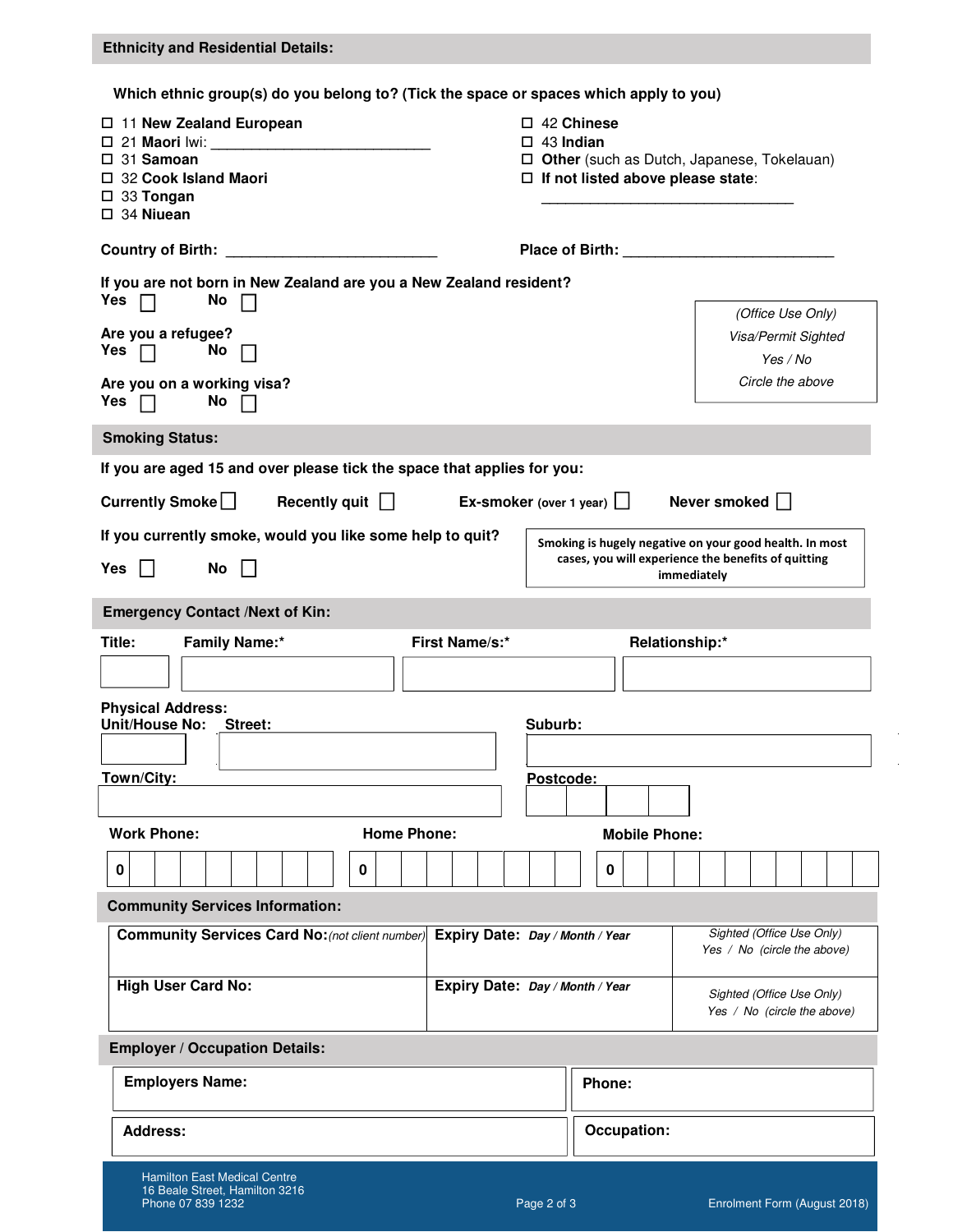## Ethnicity and Residential Details:

**Which ethnic group(s) do you belong to? (Tick the space or spaces which apply to you)**

- ☐ 11 **New Zealand European**
- ☐ 21 **Maori** Iwi: ___________________________
- ☐ 31 **Samoan**
- ☐ 32 **Cook Island Maori**
- ☐ 33 **Tongan**
- ☐ 34 **Niuean**
- ☐ 42 **Chinese**
- ☐ 43 **Indian**
- ☐ **Other** (such as Dutch, Japanese, Tokelauan)
- ☐ **If not listed above please state**: _________________________________

**Country of Birth:** ___________________________ **Place of Birth:** ___________________________

**If you are not born in New Zealand are you a New Zealand resident?**
**Yes** ☐ **No** ☐

**Are you a refugee?**
**Yes** ☐ **No** ☐

**Are you on a working visa?**
**Yes** ☐ **No** ☐

*(Office Use Only)*
*Visa/Permit Sighted*
*Yes / No*
*Circle the above*

## Smoking Status:

**If you are aged 15 and over please tick the space that applies for you:**

**Currently Smoke** ☐ **Recently quit** ☐ **Ex-smoker** (over 1 year) ☐ **Never smoked** ☐

**If you currently smoke, would you like some help to quit?**
**Yes** ☐ **No** ☐

**Smoking is hugely negative on your good health. In most cases, you will experience the benefits of quitting immediately**

## Emergency Contact /Next of Kin:

| Title: | Family Name:* | First Name/s:* | Relationship:* |
|---|---|---|---|
| | | | |

**Physical Address:**

| Unit/House No: | Street: | Suburb: |
|---|---|---|
| | | |

| Town/City: | Postcode: |
|---|---|
| | |

| Work Phone: | Home Phone: | Mobile Phone: |
|---|---|---|
| 0 | 0 | 0 |

## Community Services Information:

| Community Services Card No: *(not client number)* | Expiry Date: *Day / Month / Year* | *Sighted (Office Use Only)* *Yes / No (circle the above)* |
|---|---|---|
| **High User Card No:** | **Expiry Date:** *Day / Month / Year* | *Sighted (Office Use Only)* *Yes / No (circle the above)* |

## Employer / Occupation Details:

| Employers Name: | Phone: |
|---|---|
| **Address:** | **Occupation:** |

Hamilton East Medical Centre
16 Beale Street, Hamilton 3216
Phone 07 839 1232

Enrolment Form (August 2018)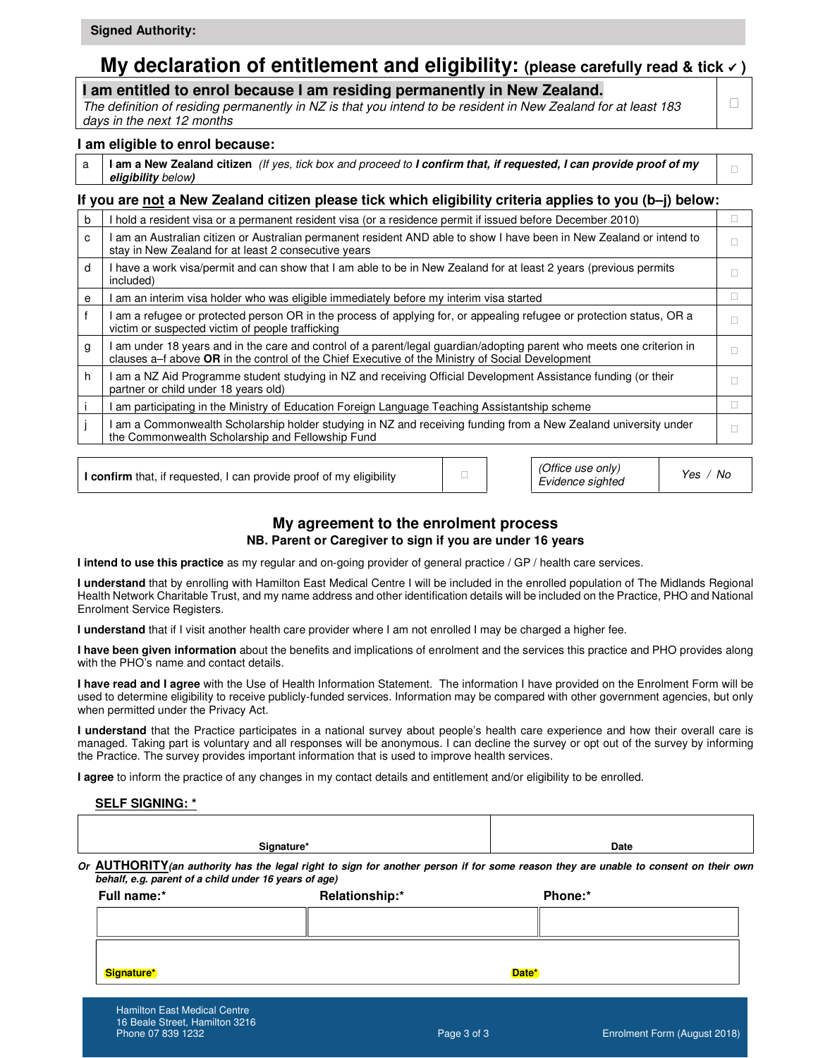**Signed Authority:**

## My declaration of entitlement and eligibility: (please carefully read & tick ✓ )

| **I am entitled to enrol because I am residing permanently in New Zealand.**<br>*The definition of residing permanently in NZ is that you intend to be resident in New Zealand for at least 183 days in the next 12 months* | ☐ |
|---|---|

### I am eligible to enrol because:

| a | **I am a New Zealand citizen** *(If yes, tick box and proceed to* ***I confirm that, if requested, I can provide proof of my eligibility*** *below)* | ☐ |
|---|---|---|

### If you are not a New Zealand citizen please tick which eligibility criteria applies to you (b–j) below:

| b | I hold a resident visa or a permanent resident visa (or a residence permit if issued before December 2010) | ☐ |
|---|---|---|
| c | I am an Australian citizen or Australian permanent resident AND able to show I have been in New Zealand or intend to stay in New Zealand for at least 2 consecutive years | ☐ |
| d | I have a work visa/permit and can show that I am able to be in New Zealand for at least 2 years (previous permits included) | ☐ |
| e | I am an interim visa holder who was eligible immediately before my interim visa started | ☐ |
| f | I am a refugee or protected person OR in the process of applying for, or appealing refugee or protection status, OR a victim or suspected victim of people trafficking | ☐ |
| g | I am under 18 years and in the care and control of a parent/legal guardian/adopting parent who meets one criterion in clauses a–f above **OR** in the control of the Chief Executive of the Ministry of Social Development | ☐ |
| h | I am a NZ Aid Programme student studying in NZ and receiving Official Development Assistance funding (or their partner or child under 18 years old) | ☐ |
| i | I am participating in the Ministry of Education Foreign Language Teaching Assistantship scheme | ☐ |
| j | I am a Commonwealth Scholarship holder studying in NZ and receiving funding from a New Zealand university under the Commonwealth Scholarship and Fellowship Fund | ☐ |

| **I confirm** that, if requested, I can provide proof of my eligibility | ☐ | *(Office use only)* *Evidence sighted* | *Yes / No* |
|---|---|---|---|

## My agreement to the enrolment process

**NB. Parent or Caregiver to sign if you are under 16 years**

**I intend to use this practice** as my regular and on-going provider of general practice / GP / health care services.

**I understand** that by enrolling with Hamilton East Medical Centre I will be included in the enrolled population of The Midlands Regional Health Network Charitable Trust, and my name address and other identification details will be included on the Practice, PHO and National Enrolment Service Registers.

**I understand** that if I visit another health care provider where I am not enrolled I may be charged a higher fee.

**I have been given information** about the benefits and implications of enrolment and the services this practice and PHO provides along with the PHO's name and contact details.

**I have read and I agree** with the Use of Health Information Statement. The information I have provided on the Enrolment Form will be used to determine eligibility to receive publicly-funded services. Information may be compared with other government agencies, but only when permitted under the Privacy Act.

**I understand** that the Practice participates in a national survey about people's health care experience and how their overall care is managed. Taking part is voluntary and all responses will be anonymous. I can decline the survey or opt out of the survey by informing the Practice. The survey provides important information that is used to improve health services.

**I agree** to inform the practice of any changes in my contact details and entitlement and/or eligibility to be enrolled.

**SELF SIGNING: ***

| Signature* | Date |
|---|---|
| | |

*Or* **AUTHORITY** ***(an authority has the legal right to sign for another person if for some reason they are unable to consent on their own behalf, e.g. parent of a child under 16 years of age)***

| Full name:* | Relationship:* | Phone:* |
|---|---|---|
| | | |

| **Signature*** | **Date*** |
|---|---|
| | |

Hamilton East Medical Centre
16 Beale Street, Hamilton 3216
Phone 07 839 1232

Enrolment Form (August 2018)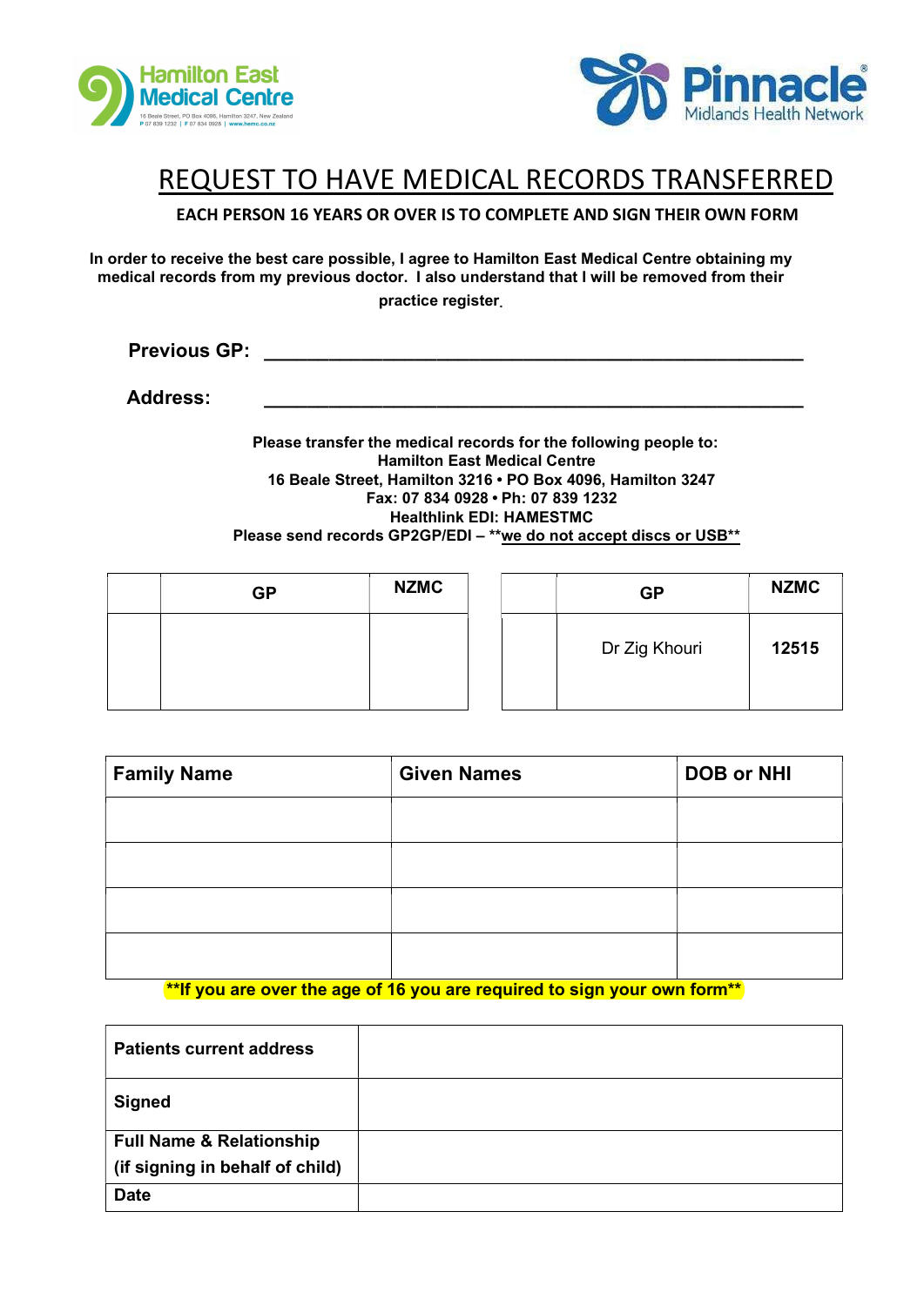Hamilton East Medical Centre
16 Beale Street, PO Box 4096, Hamilton 3247, New Zealand
P 07 839 1232 | F 07 834 0928 | www.hemc.co.nz

Pinnacle Midlands Health Network

# REQUEST TO HAVE MEDICAL RECORDS TRANSFERRED

**EACH PERSON 16 YEARS OR OVER IS TO COMPLETE AND SIGN THEIR OWN FORM**

**In order to receive the best care possible, I agree to Hamilton East Medical Centre obtaining my medical records from my previous doctor. I also understand that I will be removed from their practice register.**

**Previous GP:** ______________________________________________

**Address:** ______________________________________________

**Please transfer the medical records for the following people to:**
**Hamilton East Medical Centre**
**16 Beale Street, Hamilton 3216 • PO Box 4096, Hamilton 3247**
**Fax: 07 834 0928 • Ph: 07 839 1232**
**Healthlink EDI: HAMESTMC**
**Please send records GP2GP/EDI – **we do not accept discs or USB****

| | GP | NZMC |
|---|---|---|
| | | |

| | GP | NZMC |
|---|---|---|
| | Dr Zig Khouri | **12515** |

| Family Name | Given Names | DOB or NHI |
|---|---|---|
| | | |
| | | |
| | | |
| | | |

****If you are over the age of 16 you are required to sign your own form****

| | |
|---|---|
| **Patients current address** | |
| **Signed** | |
| **Full Name & Relationship (if signing in behalf of child)** | |
| **Date** | |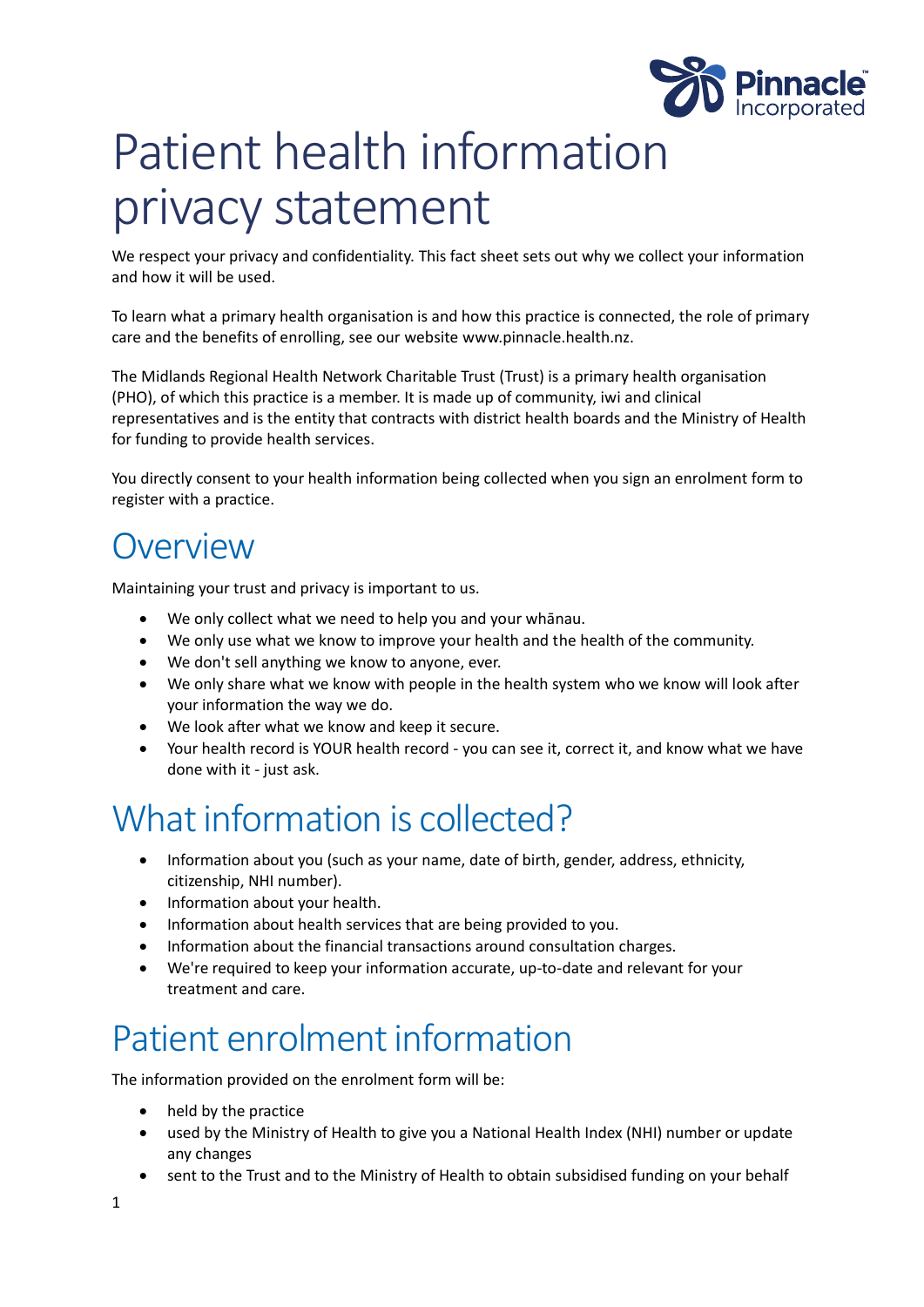# Patient health information privacy statement

We respect your privacy and confidentiality. This fact sheet sets out why we collect your information and how it will be used.

To learn what a primary health organisation is and how this practice is connected, the role of primary care and the benefits of enrolling, see our website www.pinnacle.health.nz.

The Midlands Regional Health Network Charitable Trust (Trust) is a primary health organisation (PHO), of which this practice is a member. It is made up of community, iwi and clinical representatives and is the entity that contracts with district health boards and the Ministry of Health for funding to provide health services.

You directly consent to your health information being collected when you sign an enrolment form to register with a practice.

## Overview

Maintaining your trust and privacy is important to us.

- We only collect what we need to help you and your whānau.
- We only use what we know to improve your health and the health of the community.
- We don't sell anything we know to anyone, ever.
- We only share what we know with people in the health system who we know will look after your information the way we do.
- We look after what we know and keep it secure.
- Your health record is YOUR health record - you can see it, correct it, and know what we have done with it - just ask.

## What information is collected?

- Information about you (such as your name, date of birth, gender, address, ethnicity, citizenship, NHI number).
- Information about your health.
- Information about health services that are being provided to you.
- Information about the financial transactions around consultation charges.
- We're required to keep your information accurate, up-to-date and relevant for your treatment and care.

## Patient enrolment information

The information provided on the enrolment form will be:

- held by the practice
- used by the Ministry of Health to give you a National Health Index (NHI) number or update any changes
- sent to the Trust and to the Ministry of Health to obtain subsidised funding on your behalf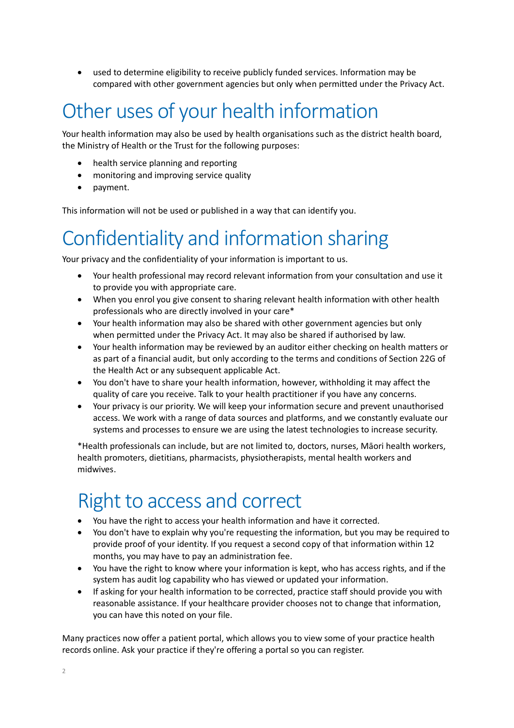- used to determine eligibility to receive publicly funded services. Information may be compared with other government agencies but only when permitted under the Privacy Act.

# Other uses of your health information

Your health information may also be used by health organisations such as the district health board, the Ministry of Health or the Trust for the following purposes:

- health service planning and reporting
- monitoring and improving service quality
- payment.

This information will not be used or published in a way that can identify you.

# Confidentiality and information sharing

Your privacy and the confidentiality of your information is important to us.

- Your health professional may record relevant information from your consultation and use it to provide you with appropriate care.
- When you enrol you give consent to sharing relevant health information with other health professionals who are directly involved in your care*
- Your health information may also be shared with other government agencies but only when permitted under the Privacy Act. It may also be shared if authorised by law.
- Your health information may be reviewed by an auditor either checking on health matters or as part of a financial audit, but only according to the terms and conditions of Section 22G of the Health Act or any subsequent applicable Act.
- You don't have to share your health information, however, withholding it may affect the quality of care you receive. Talk to your health practitioner if you have any concerns.
- Your privacy is our priority. We will keep your information secure and prevent unauthorised access. We work with a range of data sources and platforms, and we constantly evaluate our systems and processes to ensure we are using the latest technologies to increase security.

*Health professionals can include, but are not limited to, doctors, nurses, Māori health workers, health promoters, dietitians, pharmacists, physiotherapists, mental health workers and midwives.

# Right to access and correct

- You have the right to access your health information and have it corrected.
- You don't have to explain why you're requesting the information, but you may be required to provide proof of your identity. If you request a second copy of that information within 12 months, you may have to pay an administration fee.
- You have the right to know where your information is kept, who has access rights, and if the system has audit log capability who has viewed or updated your information.
- If asking for your health information to be corrected, practice staff should provide you with reasonable assistance. If your healthcare provider chooses not to change that information, you can have this noted on your file.

Many practices now offer a patient portal, which allows you to view some of your practice health records online. Ask your practice if they're offering a portal so you can register.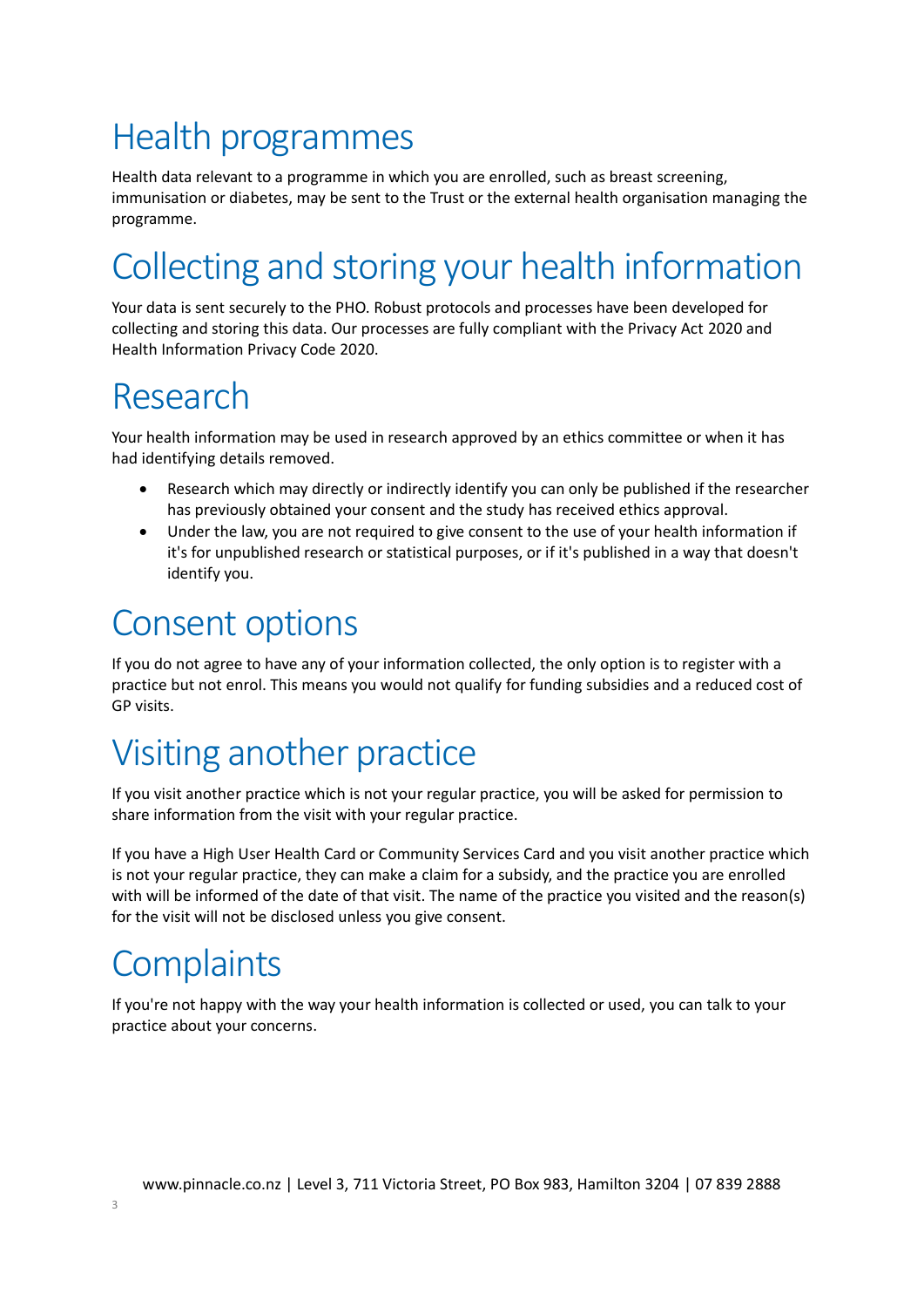# Health programmes

Health data relevant to a programme in which you are enrolled, such as breast screening, immunisation or diabetes, may be sent to the Trust or the external health organisation managing the programme.

# Collecting and storing your health information

Your data is sent securely to the PHO. Robust protocols and processes have been developed for collecting and storing this data. Our processes are fully compliant with the Privacy Act 2020 and Health Information Privacy Code 2020.

# Research

Your health information may be used in research approved by an ethics committee or when it has had identifying details removed.

- Research which may directly or indirectly identify you can only be published if the researcher has previously obtained your consent and the study has received ethics approval.
- Under the law, you are not required to give consent to the use of your health information if it's for unpublished research or statistical purposes, or if it's published in a way that doesn't identify you.

# Consent options

If you do not agree to have any of your information collected, the only option is to register with a practice but not enrol. This means you would not qualify for funding subsidies and a reduced cost of GP visits.

# Visiting another practice

If you visit another practice which is not your regular practice, you will be asked for permission to share information from the visit with your regular practice.

If you have a High User Health Card or Community Services Card and you visit another practice which is not your regular practice, they can make a claim for a subsidy, and the practice you are enrolled with will be informed of the date of that visit. The name of the practice you visited and the reason(s) for the visit will not be disclosed unless you give consent.

# Complaints

If you're not happy with the way your health information is collected or used, you can talk to your practice about your concerns.